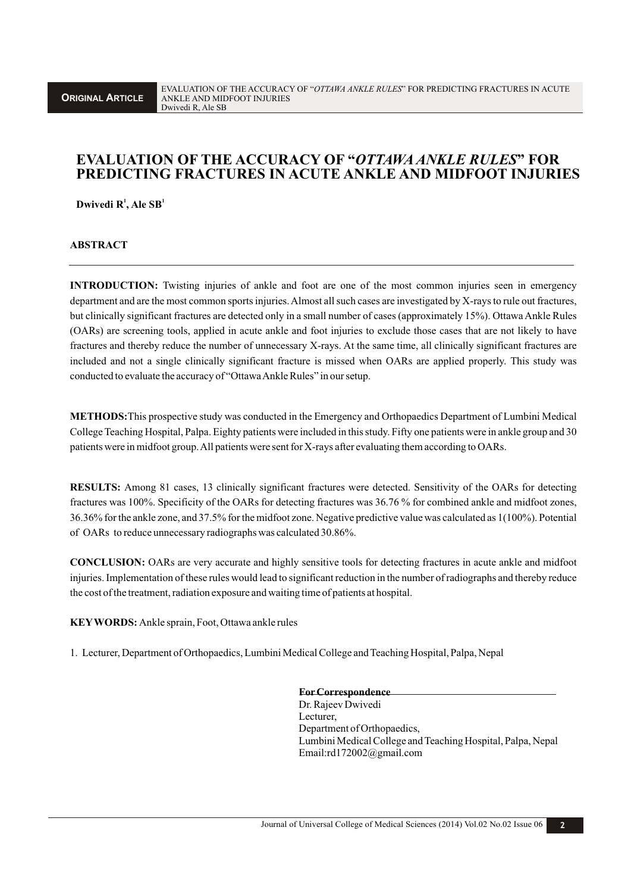**ORIGINAL ARTICLE**

# EVALUATION OF THE ACCURACY OF "*OTTAWA ANKLE RULES*" FOR PREDICTING FRACTURES IN ACUTE ANKLE AND MIDFOOT INJURIES

**Dwivedi R[1], Ale SB[1]**

## ABSTRACT

**INTRODUCTION:** Twisting injuries of ankle and foot are one of the most common injuries seen in emergency department and are the most common sports injuries. Almost all such cases are investigated by X-rays to rule out fractures, but clinically significant fractures are detected only in a small number of cases (approximately 15%). Ottawa Ankle Rules (OARs) are screening tools, applied in acute ankle and foot injuries to exclude those cases that are not likely to have fractures and thereby reduce the number of unnecessary X-rays. At the same time, all clinically significant fractures are included and not a single clinically significant fracture is missed when OARs are applied properly. This study was conducted to evaluate the accuracy of "Ottawa Ankle Rules" in our setup.

**METHODS:** This prospective study was conducted in the Emergency and Orthopaedics Department of Lumbini Medical College Teaching Hospital, Palpa. Eighty patients were included in this study. Fifty one patients were in ankle group and 30 patients were in midfoot group. All patients were sent for X-rays after evaluating them according to OARs.

**RESULTS:** Among 81 cases, 13 clinically significant fractures were detected. Sensitivity of the OARs for detecting fractures was 100%. Specificity of the OARs for detecting fractures was 36.76 % for combined ankle and midfoot zones, 36.36% for the ankle zone, and 37.5% for the midfoot zone. Negative predictive value was calculated as 1(100%). Potential of OARs to reduce unnecessary radiographs was calculated 30.86%.

**CONCLUSION:** OARs are very accurate and highly sensitive tools for detecting fractures in acute ankle and midfoot injuries. Implementation of these rules would lead to significant reduction in the number of radiographs and thereby reduce the cost of the treatment, radiation exposure and waiting time of patients at hospital.

**KEYWORDS:** Ankle sprain, Foot, Ottawa ankle rules

1. Lecturer, Department of Orthopaedics, Lumbini Medical College and Teaching Hospital, Palpa, Nepal

**For Correspondence**
Dr. Rajeev Dwivedi
Lecturer,
Department of Orthopaedics,
Lumbini Medical College and Teaching Hospital, Palpa, Nepal
Email:rd172002@gmail.com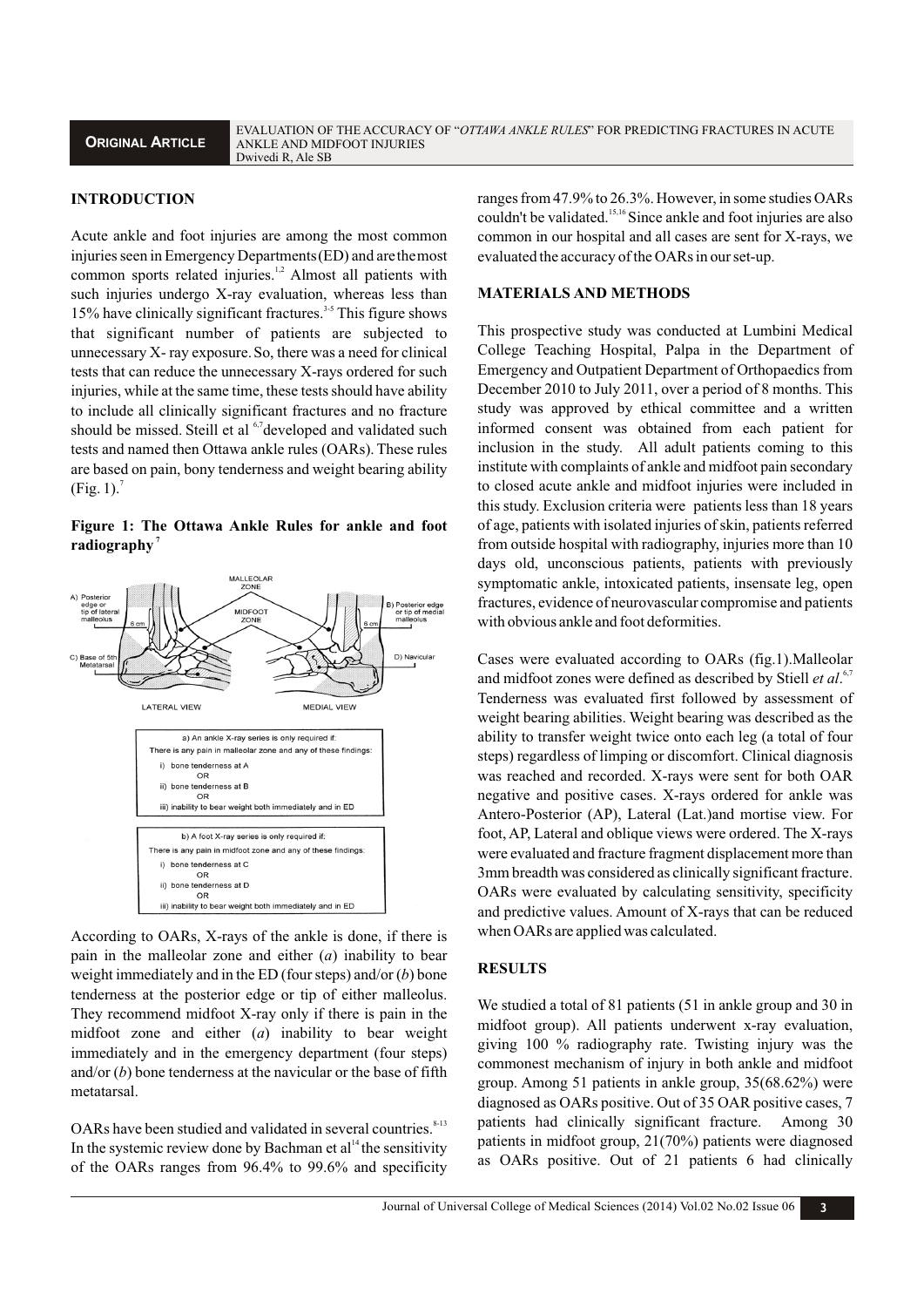## INTRODUCTION

Acute ankle and foot injuries are among the most common injuries seen in Emergency Departments (ED) and are the most common sports related injuries.[1,2] Almost all patients with such injuries undergo X-ray evaluation, whereas less than 15% have clinically significant fractures.[3-5] This figure shows that significant number of patients are subjected to unnecessary X- ray exposure. So, there was a need for clinical tests that can reduce the unnecessary X-rays ordered for such injuries, while at the same time, these tests should have ability to include all clinically significant fractures and no fracture should be missed. Steill et al [6,7] developed and validated such tests and named then Ottawa ankle rules (OARs). These rules are based on pain, bony tenderness and weight bearing ability (Fig. 1).[7]

**Figure 1: The Ottawa Ankle Rules for ankle and foot radiography** [7]

According to OARs, X-rays of the ankle is done, if there is pain in the malleolar zone and either (*a*) inability to bear weight immediately and in the ED (four steps) and/or (*b*) bone tenderness at the posterior edge or tip of either malleolus. They recommend midfoot X-ray only if there is pain in the midfoot zone and either (*a*) inability to bear weight immediately and in the emergency department (four steps) and/or (*b*) bone tenderness at the navicular or the base of fifth metatarsal.

OARs have been studied and validated in several countries.[8-13] In the systemic review done by Bachman et al[14] the sensitivity of the OARs ranges from 96.4% to 99.6% and specificity ranges from 47.9% to 26.3%. However, in some studies OARs couldn't be validated.[15,16] Since ankle and foot injuries are also common in our hospital and all cases are sent for X-rays, we evaluated the accuracy of the OARs in our set-up.

## MATERIALS AND METHODS

This prospective study was conducted at Lumbini Medical College Teaching Hospital, Palpa in the Department of Emergency and Outpatient Department of Orthopaedics from December 2010 to July 2011, over a period of 8 months. This study was approved by ethical committee and a written informed consent was obtained from each patient for inclusion in the study. All adult patients coming to this institute with complaints of ankle and midfoot pain secondary to closed acute ankle and midfoot injuries were included in this study. Exclusion criteria were patients less than 18 years of age, patients with isolated injuries of skin, patients referred from outside hospital with radiography, injuries more than 10 days old, unconscious patients, patients with previously symptomatic ankle, intoxicated patients, insensate leg, open fractures, evidence of neurovascular compromise and patients with obvious ankle and foot deformities.

Cases were evaluated according to OARs (fig.1).Malleolar and midfoot zones were defined as described by Stiell *et al*.[6,7] Tenderness was evaluated first followed by assessment of weight bearing abilities. Weight bearing was described as the ability to transfer weight twice onto each leg (a total of four steps) regardless of limping or discomfort. Clinical diagnosis was reached and recorded. X-rays were sent for both OAR negative and positive cases. X-rays ordered for ankle was Antero-Posterior (AP), Lateral (Lat.)and mortise view. For foot, AP, Lateral and oblique views were ordered. The X-rays were evaluated and fracture fragment displacement more than 3mm breadth was considered as clinically significant fracture. OARs were evaluated by calculating sensitivity, specificity and predictive values. Amount of X-rays that can be reduced when OARs are applied was calculated.

## RESULTS

We studied a total of 81 patients (51 in ankle group and 30 in midfoot group). All patients underwent x-ray evaluation, giving 100 % radiography rate. Twisting injury was the commonest mechanism of injury in both ankle and midfoot group. Among 51 patients in ankle group, 35(68.62%) were diagnosed as OARs positive. Out of 35 OAR positive cases, 7 patients had clinically significant fracture. Among 30 patients in midfoot group, 21(70%) patients were diagnosed as OARs positive. Out of 21 patients 6 had clinically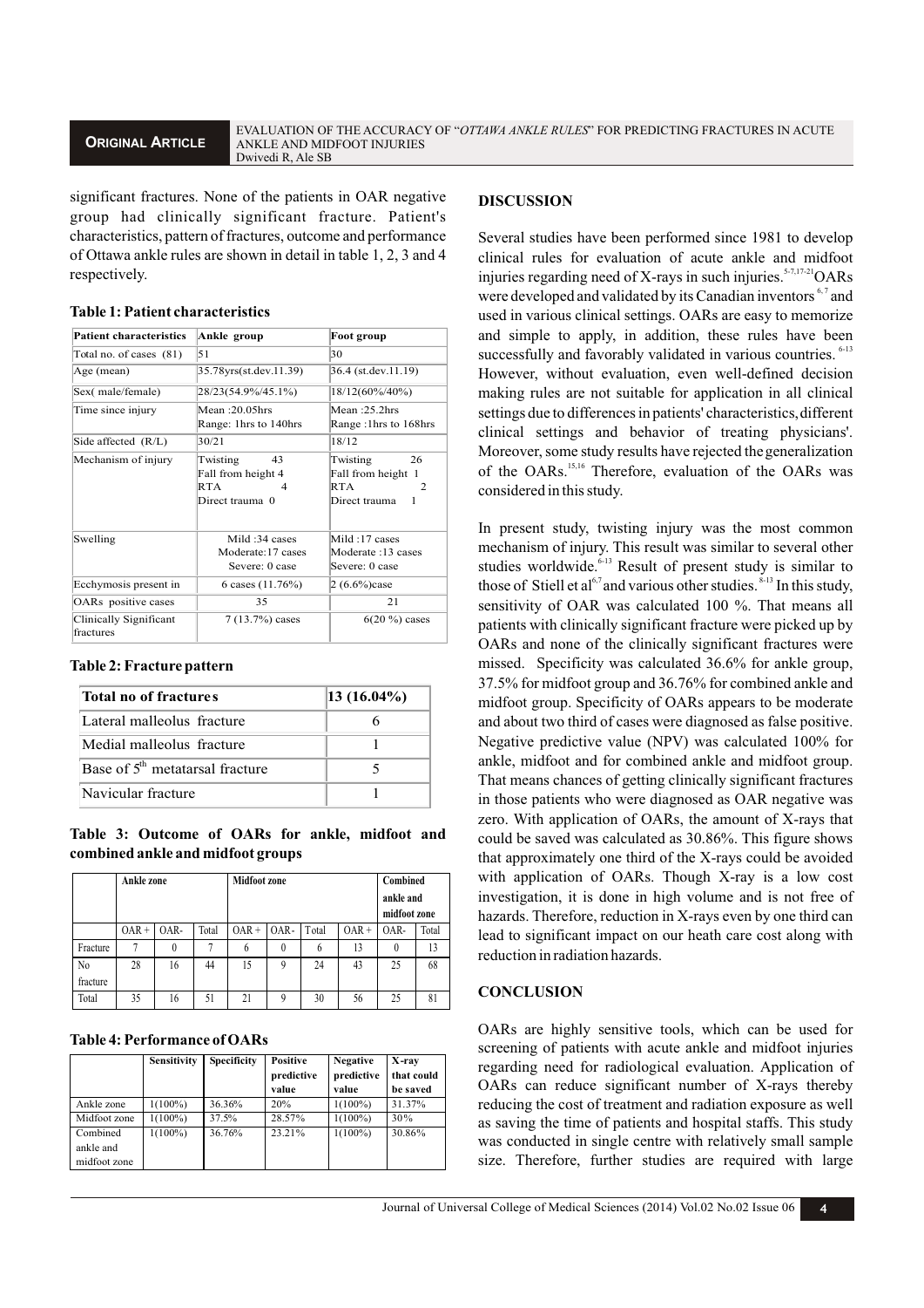significant fractures. None of the patients in OAR negative group had clinically significant fracture. Patient's characteristics, pattern of fractures, outcome and performance of Ottawa ankle rules are shown in detail in table 1, 2, 3 and 4 respectively.

**Table 1: Patient characteristics**

| Patient characteristics | Ankle group | Foot group |
|---|---|---|
| Total no. of cases (81) | 51 | 30 |
| Age (mean) | 35.78yrs(st.dev.11.39) | 36.4 (st.dev.11.19) |
| Sex( male/female) | 28/23(54.9%/45.1%) | 18/12(60%/40%) |
| Time since injury | Mean :20.05hrs Range: 1hrs to 140hrs | Mean :25.2hrs Range :1hrs to 168hrs |
| Side affected (R/L) | 30/21 | 18/12 |
| Mechanism of injury | Twisting 43 Fall from height 4 RTA 4 Direct trauma 0 | Twisting 26 Fall from height 1 RTA 2 Direct trauma 1 |
| Swelling | Mild :34 cases Moderate:17 cases Severe: 0 case | Mild :17 cases Moderate :13 cases Severe: 0 case |
| Ecchymosis present in | 6 cases (11.76%) | 2 (6.6%)case |
| OARs positive cases | 35 | 21 |
| Clinically Significant fractures | 7 (13.7%) cases | 6(20 %) cases |

**Table 2: Fracture pattern**

| Total no of fractures | 13 (16.04%) |
|---|---|
| Lateral malleolus fracture | 6 |
| Medial malleolus fracture | 1 |
| Base of 5th metatarsal fracture | 5 |
| Navicular fracture | 1 |

**Table 3: Outcome of OARs for ankle, midfoot and combined ankle and midfoot groups**

| | Ankle zone | | | Midfoot zone | | | Combined ankle and midfoot zone | | |
|---|---|---|---|---|---|---|---|---|---|
| | OAR + | OAR- | Total | OAR + | OAR- | Total | OAR + | OAR- | Total |
| Fracture | 7 | 0 | 7 | 6 | 0 | 6 | 13 | 0 | 13 |
| No fracture | 28 | 16 | 44 | 15 | 9 | 24 | 43 | 25 | 68 |
| Total | 35 | 16 | 51 | 21 | 9 | 30 | 56 | 25 | 81 |

**Table 4: Performance of OARs**

| | Sensitivity | Specificity | Positive predictive value | Negative predictive value | X-ray that could be saved |
|---|---|---|---|---|---|
| Ankle zone | 1(100%) | 36.36% | 20% | 1(100%) | 31.37% |
| Midfoot zone | 1(100%) | 37.5% | 28.57% | 1(100%) | 30% |
| Combined ankle and midfoot zone | 1(100%) | 36.76% | 23.21% | 1(100%) | 30.86% |

## DISCUSSION

Several studies have been performed since 1981 to develop clinical rules for evaluation of acute ankle and midfoot injuries regarding need of X-rays in such injuries.[5-7,17-21] OARs were developed and validated by its Canadian inventors[6,7] and used in various clinical settings. OARs are easy to memorize and simple to apply, in addition, these rules have been successfully and favorably validated in various countries.[6-13] However, without evaluation, even well-defined decision making rules are not suitable for application in all clinical settings due to differences in patients' characteristics, different clinical settings and behavior of treating physicians'. Moreover, some study results have rejected the generalization of the OARs.[15,16] Therefore, evaluation of the OARs was considered in this study.

In present study, twisting injury was the most common mechanism of injury. This result was similar to several other studies worldwide.[6-13] Result of present study is similar to those of Stiell et al[6,7] and various other studies.[8-13] In this study, sensitivity of OAR was calculated 100 %. That means all patients with clinically significant fracture were picked up by OARs and none of the clinically significant fractures were missed. Specificity was calculated 36.6% for ankle group, 37.5% for midfoot group and 36.76% for combined ankle and midfoot group. Specificity of OARs appears to be moderate and about two third of cases were diagnosed as false positive. Negative predictive value (NPV) was calculated 100% for ankle, midfoot and for combined ankle and midfoot group. That means chances of getting clinically significant fractures in those patients who were diagnosed as OAR negative was zero. With application of OARs, the amount of X-rays that could be saved was calculated as 30.86%. This figure shows that approximately one third of the X-rays could be avoided with application of OARs. Though X-ray is a low cost investigation, it is done in high volume and is not free of hazards. Therefore, reduction in X-rays even by one third can lead to significant impact on our heath care cost along with reduction in radiation hazards.

## CONCLUSION

OARs are highly sensitive tools, which can be used for screening of patients with acute ankle and midfoot injuries regarding need for radiological evaluation. Application of OARs can reduce significant number of X-rays thereby reducing the cost of treatment and radiation exposure as well as saving the time of patients and hospital staffs. This study was conducted in single centre with relatively small sample size. Therefore, further studies are required with large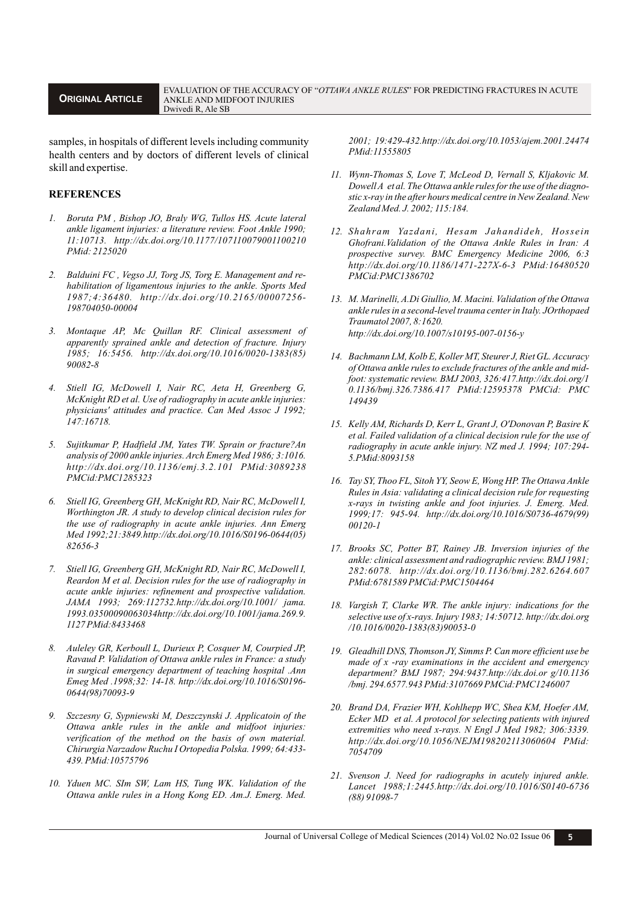samples, in hospitals of different levels including community health centers and by doctors of different levels of clinical skill and expertise.

## REFERENCES

1. *Boruta PM , Bishop JO, Braly WG, Tullos HS. Acute lateral ankle ligament injuries: a literature review. Foot Ankle 1990; 11:10713. http://dx.doi.org/10.1177/107110079001100210 PMid: 2125020*

2. *Balduini FC , Vegso JJ, Torg JS, Torg E. Management and rehabilitation of ligamentous injuries to the ankle. Sports Med 1987;4:36480. http://dx.doi.org/10.2165/00007256-198704050-00004*

3. *Montaque AP, Mc Quillan RF. Clinical assessment of apparently sprained ankle and detection of fracture. Injury 1985; 16:5456. http://dx.doi.org/10.1016/0020-1383(85) 90082-8*

4. *Stiell IG, McDowell I, Nair RC, Aeta H, Greenberg G, McKnight RD et al. Use of radiography in acute ankle injuries: physicians' attitudes and practice. Can Med Assoc J 1992; 147:16718.*

5. *Sujitkumar P, Hadfield JM, Yates TW. Sprain or fracture?An analysis of 2000 ankle injuries. Arch Emerg Med 1986; 3:1016. http://dx.doi.org/10.1136/emj.3.2.101 PMid:3089238 PMCid:PMC1285323*

6. *Stiell IG, Greenberg GH, McKnight RD, Nair RC, McDowell I, Worthington JR. A study to develop clinical decision rules for the use of radiography in acute ankle injuries. Ann Emerg Med 1992;21:3849.http://dx.doi.org/10.1016/S0196-0644(05) 82656-3*

7. *Stiell IG, Greenberg GH, McKnight RD, Nair RC, McDowell I, Reardon M et al. Decision rules for the use of radiography in acute ankle injuries: refinement and prospective validation. JAMA 1993; 269:112732.http://dx.doi.org/10.1001/ jama. 1993.03500090063034http://dx.doi.org/10.1001/jama.269.9. 1127 PMid:8433468*

8. *Auleley GR, Kerboull L, Durieux P, Cosquer M, Courpied JP, Ravaud P. Validation of Ottawa ankle rules in France: a study in surgical emergency department of teaching hospital .Ann Emeg Med .1998;32: 14-18. http://dx.doi.org/10.1016/S0196-0644(98)70093-9*

9. *Szczesny G, Sypniewski M, Deszczynski J. Applicatoin of the Ottawa ankle rules in the ankle and midfoot injuries: verification of the method on the basis of own material. Chirurgia Narzadow Ruchu I Ortopedia Polska. 1999; 64:433-439. PMid:10575796*

10. *Yduen MC. SIm SW, Lam HS, Tung WK. Validation of the Ottawa ankle rules in a Hong Kong ED. Am.J. Emerg. Med. 2001; 19:429-432.http://dx.doi.org/10.1053/ajem.2001.24474 PMid:11555805*

11. *Wynn-Thomas S, Love T, McLeod D, Vernall S, Kljakovic M. Dowell A et al. The Ottawa ankle rules for the use of the diagnostic x-ray in the after hours medical centre in New Zealand. New Zealand Med. J. 2002; 115:184.*

12. *Shahram Yazdani, Hesam Jahandideh, Hossein Ghofrani.Validation of the Ottawa Ankle Rules in Iran: A prospective survey. BMC Emergency Medicine 2006, 6:3 http://dx.doi.org/10.1186/1471-227X-6-3 PMid:16480520 PMCid:PMC1386702*

13. *M. Marinelli, A.Di Giullio, M. Macini. Validation of the Ottawa ankle rules in a second-level trauma center in Italy. JOrthopaed Traumatol 2007, 8:1620. http://dx.doi.org/10.1007/s10195-007-0156-y*

14. *Bachmann LM, Kolb E, Koller MT, Steurer J, Riet GL. Accuracy of Ottawa ankle rules to exclude fractures of the ankle and midfoot: systematic review. BMJ 2003, 326:417.http://dx.doi.org/1 0.1136/bmj.326.7386.417 PMid:12595378 PMCid: PMC 149439*

15. *Kelly AM, Richards D, Kerr L, Grant J, O'Donovan P, Basire K et al. Failed validation of a clinical decision rule for the use of radiography in acute ankle injury. NZ med J. 1994; 107:294-5.PMid:8093158*

16. *Tay SY, Thoo FL, Sitoh YY, Seow E, Wong HP. The Ottawa Ankle Rules in Asia: validating a clinical decision rule for requesting x-rays in twisting ankle and foot injuries. J. Emerg. Med. 1999;17: 945-94. http://dx.doi.org/10.1016/S0736-4679(99) 00120-1*

17. *Brooks SC, Potter BT, Rainey JB. Inversion injuries of the ankle: clinical assessment and radiographic review. BMJ 1981; 282:6078. http://dx.doi.org/10.1136/bmj.282.6264.607 PMid:6781589 PMCid:PMC1504464*

18. *Vargish T, Clarke WR. The ankle injury: indications for the selective use of x-rays. Injury 1983; 14:50712. http://dx.doi.org /10.1016/0020-1383(83)90053-0*

19. *Gleadhill DNS, Thomson JY, Simms P. Can more efficient use be made of x -ray examinations in the accident and emergency department? BMJ 1987; 294:9437.http://dx.doi.or g/10.1136 /bmj. 294.6577.943 PMid:3107669 PMCid:PMC1246007*

20. *Brand DA, Frazier WH, Kohlhepp WC, Shea KM, Hoefer AM, Ecker MD et al. A protocol for selecting patients with injured extremities who need x-rays. N Engl J Med 1982; 306:3339. http://dx.doi.org/10.1056/NEJM198202113060604 PMid: 7054709*

21. *Svenson J. Need for radiographs in acutely injured ankle. Lancet 1988;1:2445.http://dx.doi.org/10.1016/S0140-6736 (88) 91098-7*